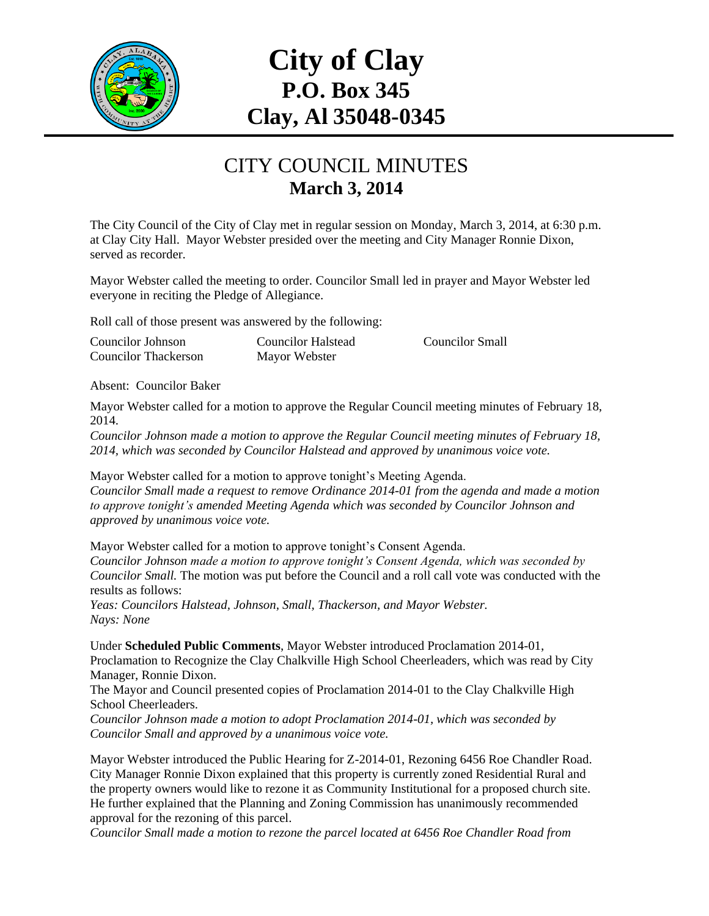# City of Clay
## P.O. Box 345
## Clay, Al 35048-0345

## CITY COUNCIL MINUTES
### March 3, 2014

The City Council of the City of Clay met in regular session on Monday, March 3, 2014, at 6:30 p.m. at Clay City Hall. Mayor Webster presided over the meeting and City Manager Ronnie Dixon, served as recorder.

Mayor Webster called the meeting to order. Councilor Small led in prayer and Mayor Webster led everyone in reciting the Pledge of Allegiance.

Roll call of those present was answered by the following:

| | | |
|---|---|---|
| Councilor Johnson | Councilor Halstead | Councilor Small |
| Councilor Thackerson | Mayor Webster | |

Absent: Councilor Baker

Mayor Webster called for a motion to approve the Regular Council meeting minutes of February 18, 2014.

*Councilor Johnson made a motion to approve the Regular Council meeting minutes of February 18, 2014, which was seconded by Councilor Halstead and approved by unanimous voice vote.*

Mayor Webster called for a motion to approve tonight's Meeting Agenda.

*Councilor Small made a request to remove Ordinance 2014-01 from the agenda and made a motion to approve tonight's amended Meeting Agenda which was seconded by Councilor Johnson and approved by unanimous voice vote.*

Mayor Webster called for a motion to approve tonight's Consent Agenda.

*Councilor Johnson made a motion to approve tonight's Consent Agenda, which was seconded by Councilor Small.* The motion was put before the Council and a roll call vote was conducted with the results as follows:

*Yeas: Councilors Halstead, Johnson, Small, Thackerson, and Mayor Webster.*
*Nays: None*

Under **Scheduled Public Comments**, Mayor Webster introduced Proclamation 2014-01, Proclamation to Recognize the Clay Chalkville High School Cheerleaders, which was read by City Manager, Ronnie Dixon.

The Mayor and Council presented copies of Proclamation 2014-01 to the Clay Chalkville High School Cheerleaders.

*Councilor Johnson made a motion to adopt Proclamation 2014-01, which was seconded by Councilor Small and approved by a unanimous voice vote.*

Mayor Webster introduced the Public Hearing for Z-2014-01, Rezoning 6456 Roe Chandler Road. City Manager Ronnie Dixon explained that this property is currently zoned Residential Rural and the property owners would like to rezone it as Community Institutional for a proposed church site. He further explained that the Planning and Zoning Commission has unanimously recommended approval for the rezoning of this parcel.

*Councilor Small made a motion to rezone the parcel located at 6456 Roe Chandler Road from*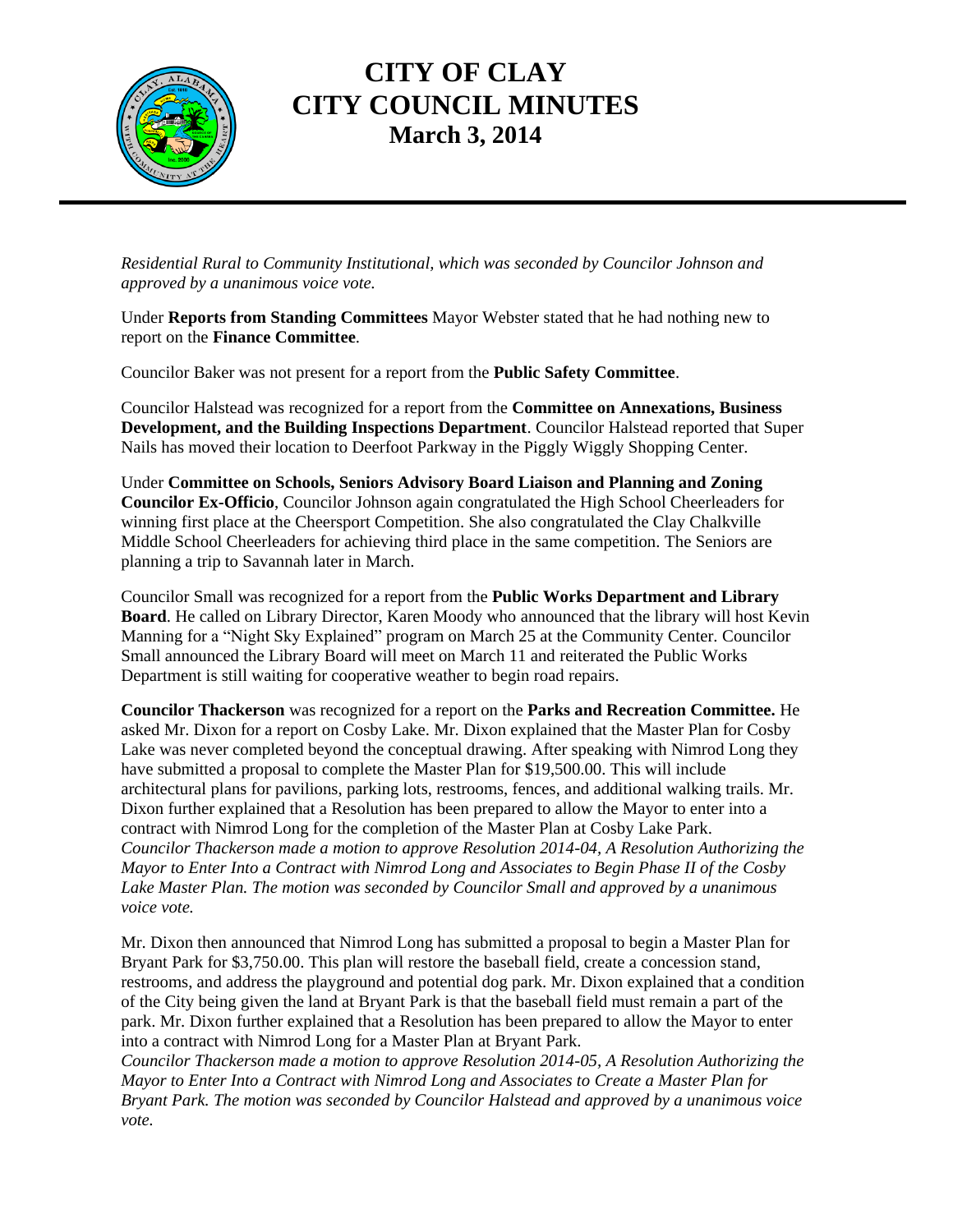*Residential Rural to Community Institutional, which was seconded by Councilor Johnson and approved by a unanimous voice vote.*

Under **Reports from Standing Committees** Mayor Webster stated that he had nothing new to report on the **Finance Committee**.

Councilor Baker was not present for a report from the **Public Safety Committee**.

Councilor Halstead was recognized for a report from the **Committee on Annexations, Business Development, and the Building Inspections Department**. Councilor Halstead reported that Super Nails has moved their location to Deerfoot Parkway in the Piggly Wiggly Shopping Center.

Under **Committee on Schools, Seniors Advisory Board Liaison and Planning and Zoning Councilor Ex-Officio**, Councilor Johnson again congratulated the High School Cheerleaders for winning first place at the Cheersport Competition. She also congratulated the Clay Chalkville Middle School Cheerleaders for achieving third place in the same competition. The Seniors are planning a trip to Savannah later in March.

Councilor Small was recognized for a report from the **Public Works Department and Library Board**. He called on Library Director, Karen Moody who announced that the library will host Kevin Manning for a "Night Sky Explained" program on March 25 at the Community Center. Councilor Small announced the Library Board will meet on March 11 and reiterated the Public Works Department is still waiting for cooperative weather to begin road repairs.

**Councilor Thackerson** was recognized for a report on the **Parks and Recreation Committee.** He asked Mr. Dixon for a report on Cosby Lake. Mr. Dixon explained that the Master Plan for Cosby Lake was never completed beyond the conceptual drawing. After speaking with Nimrod Long they have submitted a proposal to complete the Master Plan for $19,500.00. This will include architectural plans for pavilions, parking lots, restrooms, fences, and additional walking trails. Mr. Dixon further explained that a Resolution has been prepared to allow the Mayor to enter into a contract with Nimrod Long for the completion of the Master Plan at Cosby Lake Park.
*Councilor Thackerson made a motion to approve Resolution 2014-04, A Resolution Authorizing the Mayor to Enter Into a Contract with Nimrod Long and Associates to Begin Phase II of the Cosby Lake Master Plan. The motion was seconded by Councilor Small and approved by a unanimous voice vote.*

Mr. Dixon then announced that Nimrod Long has submitted a proposal to begin a Master Plan for Bryant Park for $3,750.00. This plan will restore the baseball field, create a concession stand, restrooms, and address the playground and potential dog park. Mr. Dixon explained that a condition of the City being given the land at Bryant Park is that the baseball field must remain a part of the park. Mr. Dixon further explained that a Resolution has been prepared to allow the Mayor to enter into a contract with Nimrod Long for a Master Plan at Bryant Park.
*Councilor Thackerson made a motion to approve Resolution 2014-05, A Resolution Authorizing the Mayor to Enter Into a Contract with Nimrod Long and Associates to Create a Master Plan for Bryant Park. The motion was seconded by Councilor Halstead and approved by a unanimous voice vote.*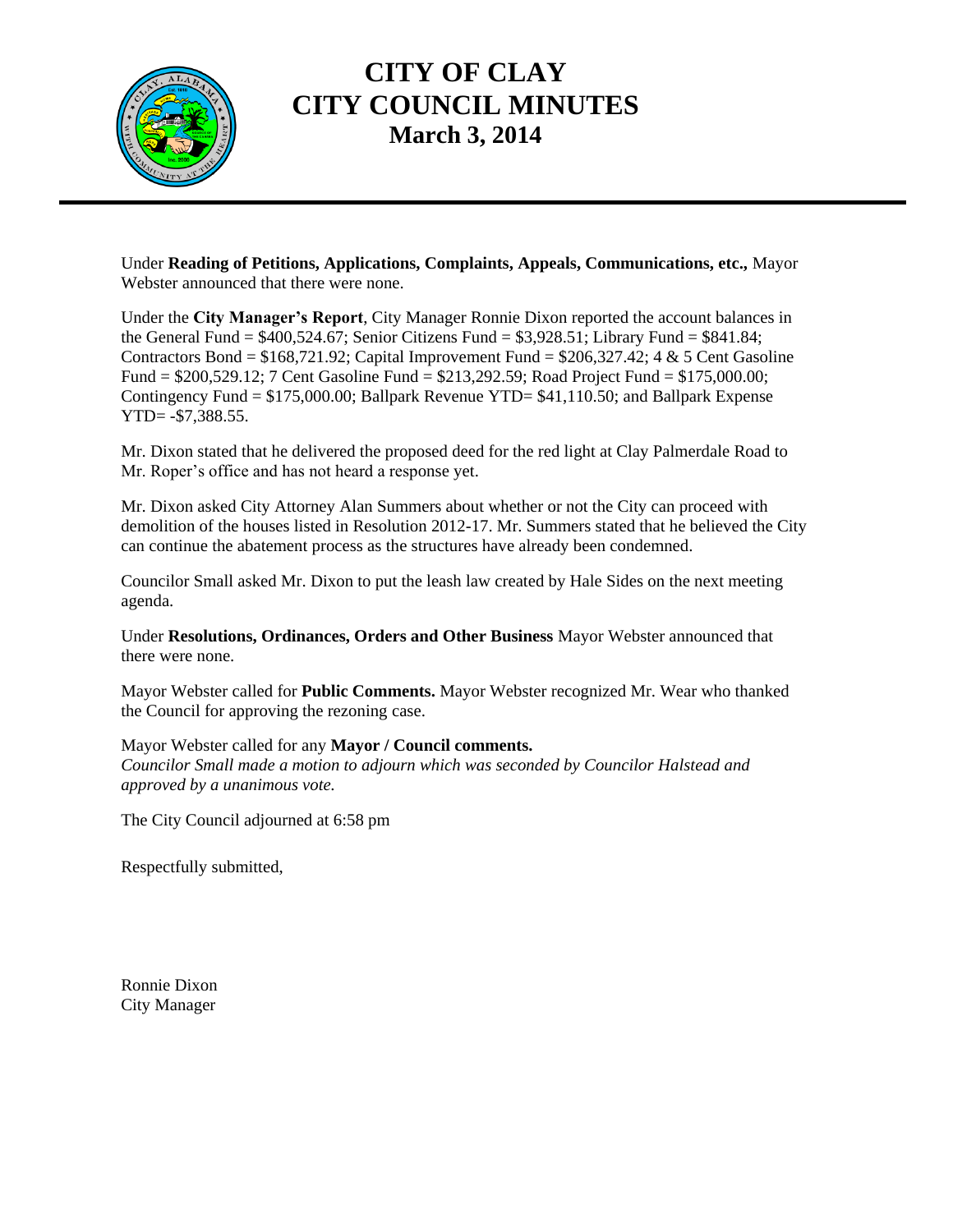# CITY OF CLAY
# CITY COUNCIL MINUTES
## March 3, 2014

Under **Reading of Petitions, Applications, Complaints, Appeals, Communications, etc.,** Mayor Webster announced that there were none.

Under the **City Manager's Report**, City Manager Ronnie Dixon reported the account balances in the General Fund = $400,524.67; Senior Citizens Fund = $3,928.51; Library Fund = $841.84; Contractors Bond = $168,721.92; Capital Improvement Fund = $206,327.42; 4 & 5 Cent Gasoline Fund = $200,529.12; 7 Cent Gasoline Fund = $213,292.59; Road Project Fund = $175,000.00; Contingency Fund = $175,000.00; Ballpark Revenue YTD= $41,110.50; and Ballpark Expense YTD= -$7,388.55.

Mr. Dixon stated that he delivered the proposed deed for the red light at Clay Palmerdale Road to Mr. Roper's office and has not heard a response yet.

Mr. Dixon asked City Attorney Alan Summers about whether or not the City can proceed with demolition of the houses listed in Resolution 2012-17. Mr. Summers stated that he believed the City can continue the abatement process as the structures have already been condemned.

Councilor Small asked Mr. Dixon to put the leash law created by Hale Sides on the next meeting agenda.

Under **Resolutions, Ordinances, Orders and Other Business** Mayor Webster announced that there were none.

Mayor Webster called for **Public Comments.** Mayor Webster recognized Mr. Wear who thanked the Council for approving the rezoning case.

Mayor Webster called for any **Mayor / Council comments.**
*Councilor Small made a motion to adjourn which was seconded by Councilor Halstead and approved by a unanimous vote.*

The City Council adjourned at 6:58 pm

Respectfully submitted,

Ronnie Dixon
City Manager